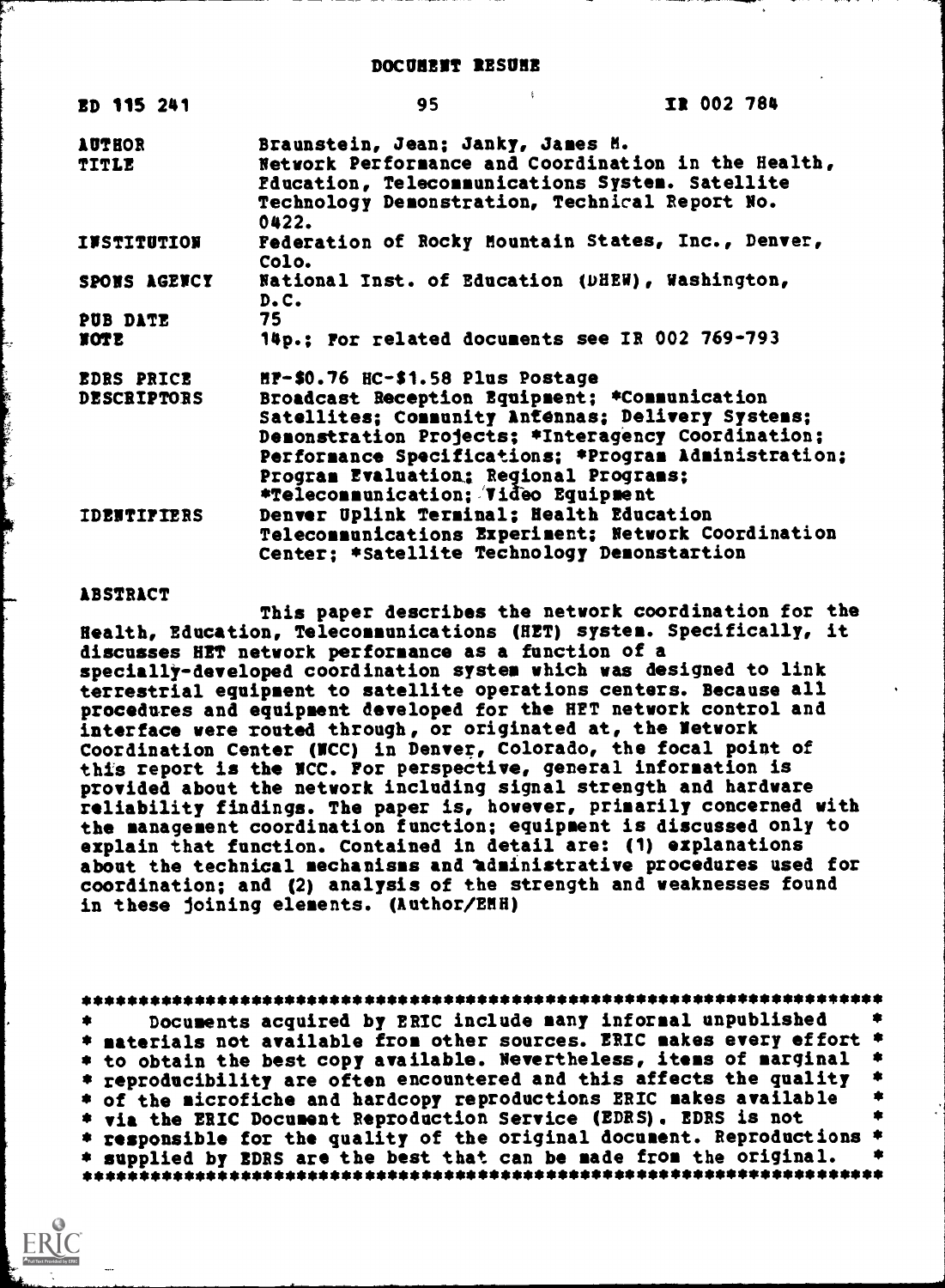# DOCUMENT RESUME

| ED 115 241 | 95 | IR 002 784 |
|---|---|---|

| | |
|---|---|
| AUTHOR | Braunstein, Jean; Janky, James M. |
| TITLE | Network Performance and Coordination in the Health, Education, Telecommunications System. Satellite Technology Demonstration, Technical Report No. 0422. |
| INSTITUTION | Federation of Rocky Mountain States, Inc., Denver, Colo. |
| SPONS AGENCY | National Inst. of Education (DHEW), Washington, D.C. |
| PUB DATE | 75 |
| NOTE | 14p.; For related documents see IR 002 769-793 |
| EDRS PRICE | MF-$0.76 HC-$1.58 Plus Postage |
| DESCRIPTORS | Broadcast Reception Equipment; *Communication Satellites; Community Antennas; Delivery Systems; Demonstration Projects; *Interagency Coordination; Performance Specifications; *Program Administration; Program Evaluation; Regional Programs; *Telecommunication; Video Equipment |
| IDENTIFIERS | Denver Uplink Terminal; Health Education Telecommunications Experiment; Network Coordination Center; *Satellite Technology Demonstartion |

## ABSTRACT

This paper describes the network coordination for the Health, Education, Telecommunications (HET) system. Specifically, it discusses HET network performance as a function of a specially-developed coordination system which was designed to link terrestrial equipment to satellite operations centers. Because all procedures and equipment developed for the HET network control and interface were routed through, or originated at, the Network Coordination Center (NCC) in Denver, Colorado, the focal point of this report is the NCC. For perspective, general information is provided about the network including signal strength and hardware reliability findings. The paper is, however, primarily concerned with the management coordination function; equipment is discussed only to explain that function. Contained in detail are: (1) explanations about the technical mechanisms and administrative procedures used for coordination; and (2) analysis of the strength and weaknesses found in these joining elements. (Author/EMH)

***********************************************************************
* Documents acquired by ERIC include many informal unpublished *
* materials not available from other sources. ERIC makes every effort *
* to obtain the best copy available. Nevertheless, items of marginal *
* reproducibility are often encountered and this affects the quality *
* of the microfiche and hardcopy reproductions ERIC makes available *
* via the ERIC Document Reproduction Service (EDRS). EDRS is not *
* responsible for the quality of the original document. Reproductions *
* supplied by EDRS are the best that can be made from the original. *
***********************************************************************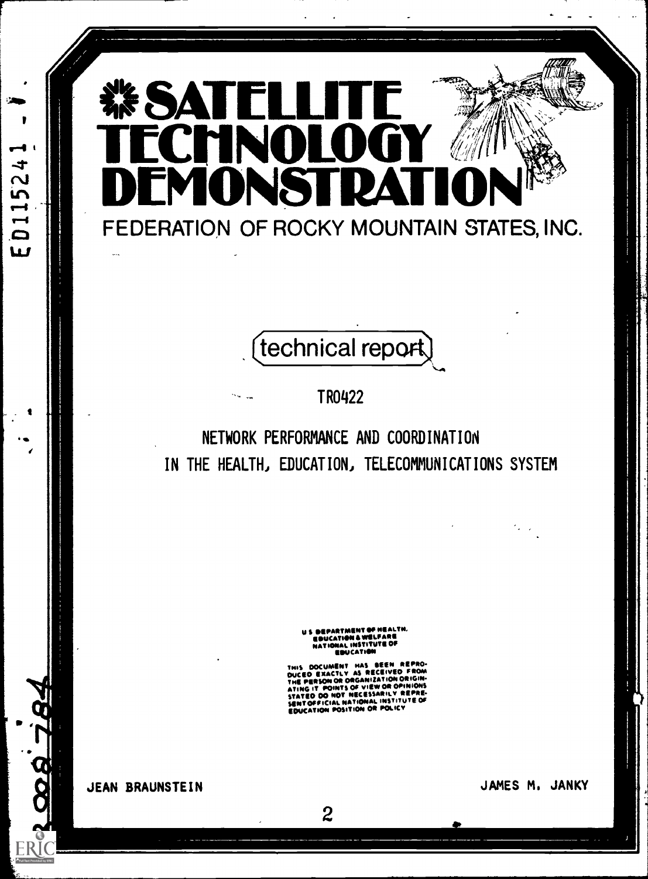# SATELLITE TECHNOLOGY DEMONSTRATION

FEDERATION OF ROCKY MOUNTAIN STATES, INC.

technical report

TR0422

NETWORK PERFORMANCE AND COORDINATION IN THE HEALTH, EDUCATION, TELECOMMUNICATIONS SYSTEM

U S DEPARTMENT OF HEALTH, EDUCATION & WELFARE NATIONAL INSTITUTE OF EDUCATION

THIS DOCUMENT HAS BEEN REPRODUCED EXACTLY AS RECEIVED FROM THE PERSON OR ORGANIZATION ORIGINATING IT. POINTS OF VIEW OR OPINIONS STATED DO NOT NECESSARILY REPRESENT OFFICIAL NATIONAL INSTITUTE OF EDUCATION POSITION OR POLICY

JEAN BRAUNSTEIN

JAMES M. JANKY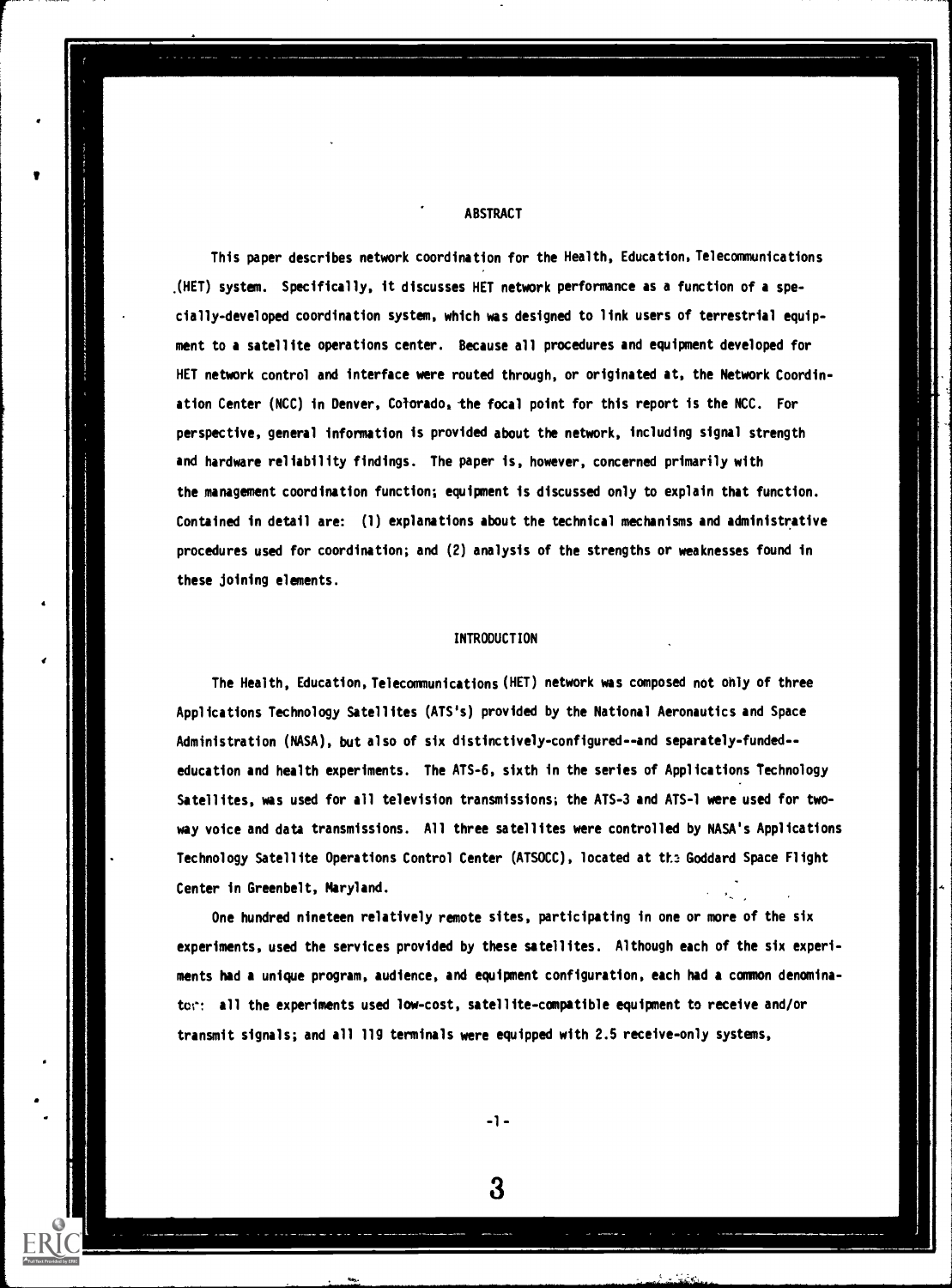## ABSTRACT

This paper describes network coordination for the Health, Education, Telecommunications (HET) system. Specifically, it discusses HET network performance as a function of a specially-developed coordination system, which was designed to link users of terrestrial equipment to a satellite operations center. Because all procedures and equipment developed for HET network control and interface were routed through, or originated at, the Network Coordination Center (NCC) in Denver, Colorado, the focal point for this report is the NCC. For perspective, general information is provided about the network, including signal strength and hardware reliability findings. The paper is, however, concerned primarily with the management coordination function; equipment is discussed only to explain that function. Contained in detail are: (1) explanations about the technical mechanisms and administrative procedures used for coordination; and (2) analysis of the strengths or weaknesses found in these joining elements.

## INTRODUCTION

The Health, Education, Telecommunications (HET) network was composed not only of three Applications Technology Satellites (ATS's) provided by the National Aeronautics and Space Administration (NASA), but also of six distinctively-configured--and separately-funded--education and health experiments. The ATS-6, sixth in the series of Applications Technology Satellites, was used for all television transmissions; the ATS-3 and ATS-1 were used for two-way voice and data transmissions. All three satellites were controlled by NASA's Applications Technology Satellite Operations Control Center (ATSOCC), located at the Goddard Space Flight Center in Greenbelt, Maryland.

One hundred nineteen relatively remote sites, participating in one or more of the six experiments, used the services provided by these satellites. Although each of the six experiments had a unique program, audience, and equipment configuration, each had a common denominator: all the experiments used low-cost, satellite-compatible equipment to receive and/or transmit signals; and all 119 terminals were equipped with 2.5 receive-only systems,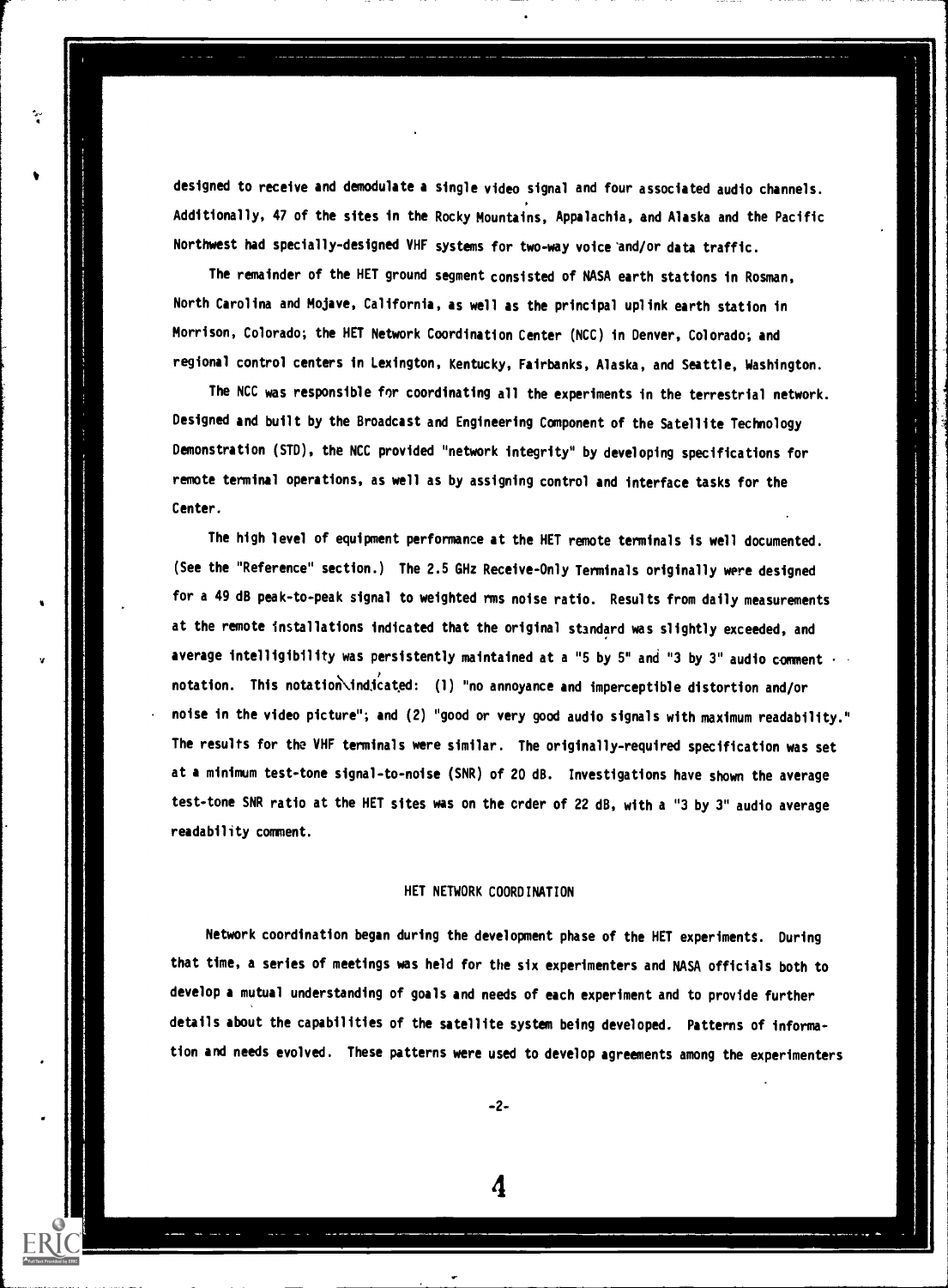designed to receive and demodulate a single video signal and four associated audio channels. Additionally, 47 of the sites in the Rocky Mountains, Appalachia, and Alaska and the Pacific Northwest had specially-designed VHF systems for two-way voice and/or data traffic.

The remainder of the HET ground segment consisted of NASA earth stations in Rosman, North Carolina and Mojave, California, as well as the principal uplink earth station in Morrison, Colorado; the HET Network Coordination Center (NCC) in Denver, Colorado; and regional control centers in Lexington, Kentucky, Fairbanks, Alaska, and Seattle, Washington.

The NCC was responsible for coordinating all the experiments in the terrestrial network. Designed and built by the Broadcast and Engineering Component of the Satellite Technology Demonstration (STD), the NCC provided "network integrity" by developing specifications for remote terminal operations, as well as by assigning control and interface tasks for the Center.

The high level of equipment performance at the HET remote terminals is well documented. (See the "Reference" section.) The 2.5 GHz Receive-Only Terminals originally were designed for a 49 dB peak-to-peak signal to weighted rms noise ratio. Results from daily measurements at the remote installations indicated that the original standard was slightly exceeded, and average intelligibility was persistently maintained at a "5 by 5" and "3 by 3" audio comment notation. This notation indicated: (1) "no annoyance and imperceptible distortion and/or noise in the video picture"; and (2) "good or very good audio signals with maximum readability." The results for the VHF terminals were similar. The originally-required specification was set at a minimum test-tone signal-to-noise (SNR) of 20 dB. Investigations have shown the average test-tone SNR ratio at the HET sites was on the order of 22 dB, with a "3 by 3" audio average readability comment.

## HET NETWORK COORDINATION

Network coordination began during the development phase of the HET experiments. During that time, a series of meetings was held for the six experimenters and NASA officials both to develop a mutual understanding of goals and needs of each experiment and to provide further details about the capabilities of the satellite system being developed. Patterns of information and needs evolved. These patterns were used to develop agreements among the experimenters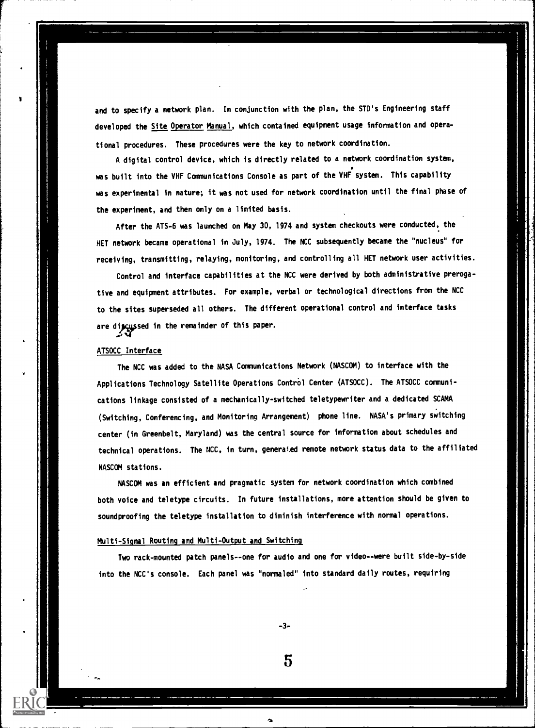and to specify a network plan. In conjunction with the plan, the STD's Engineering staff developed the Site Operator Manual, which contained equipment usage information and operational procedures. These procedures were the key to network coordination.

A digital control device, which is directly related to a network coordination system, was built into the VHF Communications Console as part of the VHF system. This capability was experimental in nature; it was not used for network coordination until the final phase of the experiment, and then only on a limited basis.

After the ATS-6 was launched on May 30, 1974 and system checkouts were conducted, the HET network became operational in July, 1974. The NCC subsequently became the "nucleus" for receiving, transmitting, relaying, monitoring, and controlling all HET network user activities.

Control and interface capabilities at the NCC were derived by both administrative prerogative and equipment attributes. For example, verbal or technological directions from the NCC to the sites superseded all others. The different operational control and interface tasks are discussed in the remainder of this paper.

## ATSOCC Interface

The NCC was added to the NASA Communications Network (NASCOM) to interface with the Applications Technology Satellite Operations Control Center (ATSOCC). The ATSOCC communications linkage consisted of a mechanically-switched teletypewriter and a dedicated SCAMA (Switching, Conferencing, and Monitoring Arrangement) phone line. NASA's primary switching center (in Greenbelt, Maryland) was the central source for information about schedules and technical operations. The NCC, in turn, generated remote network status data to the affiliated NASCOM stations.

NASCOM was an efficient and pragmatic system for network coordination which combined both voice and teletype circuits. In future installations, more attention should be given to soundproofing the teletype installation to diminish interference with normal operations.

## Multi-Signal Routing and Multi-Output and Switching

Two rack-mounted patch panels--one for audio and one for video--were built side-by-side into the NCC's console. Each panel was "normaled" into standard daily routes, requiring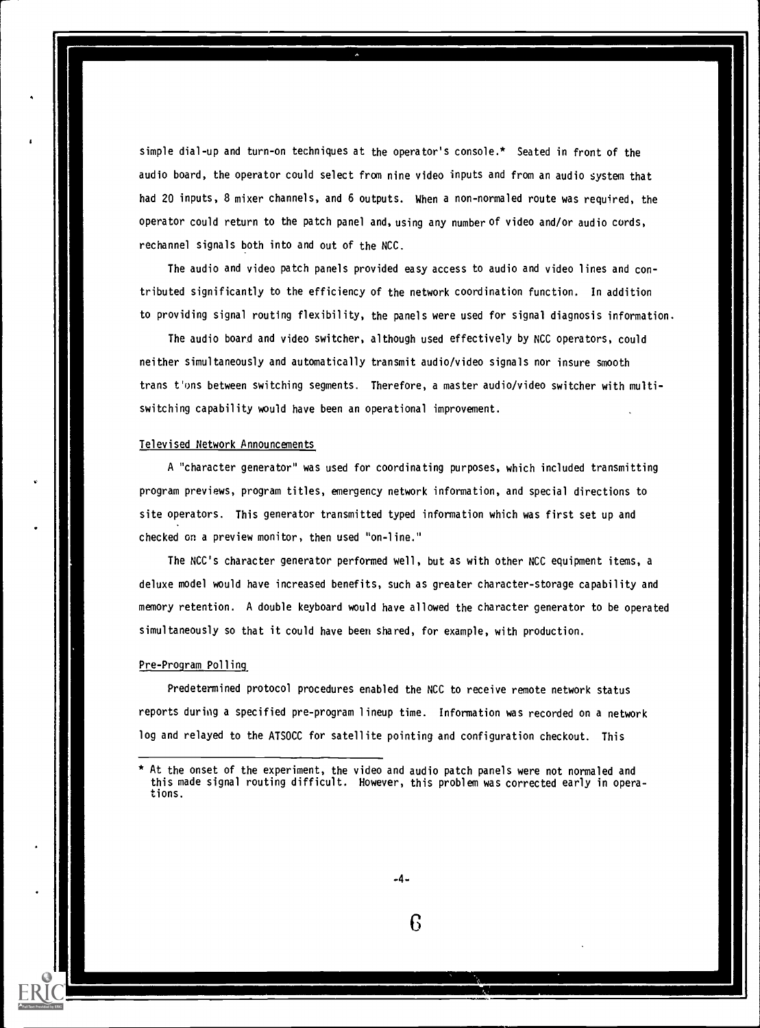simple dial-up and turn-on techniques at the operator's console.* Seated in front of the audio board, the operator could select from nine video inputs and from an audio system that had 20 inputs, 8 mixer channels, and 6 outputs. When a non-normaled route was required, the operator could return to the patch panel and, using any number of video and/or audio cords, rechannel signals both into and out of the NCC.

The audio and video patch panels provided easy access to audio and video lines and contributed significantly to the efficiency of the network coordination function. In addition to providing signal routing flexibility, the panels were used for signal diagnosis information.

The audio board and video switcher, although used effectively by NCC operators, could neither simultaneously and automatically transmit audio/video signals nor insure smooth transitions between switching segments. Therefore, a master audio/video switcher with multi-switching capability would have been an operational improvement.

## Televised Network Announcements

A "character generator" was used for coordinating purposes, which included transmitting program previews, program titles, emergency network information, and special directions to site operators. This generator transmitted typed information which was first set up and checked on a preview monitor, then used "on-line."

The NCC's character generator performed well, but as with other NCC equipment items, a deluxe model would have increased benefits, such as greater character-storage capability and memory retention. A double keyboard would have allowed the character generator to be operated simultaneously so that it could have been shared, for example, with production.

## Pre-Program Polling

Predetermined protocol procedures enabled the NCC to receive remote network status reports during a specified pre-program lineup time. Information was recorded on a network log and relayed to the ATSOCC for satellite pointing and configuration checkout. This

---

\* At the onset of the experiment, the video and audio patch panels were not normaled and this made signal routing difficult. However, this problem was corrected early in operations.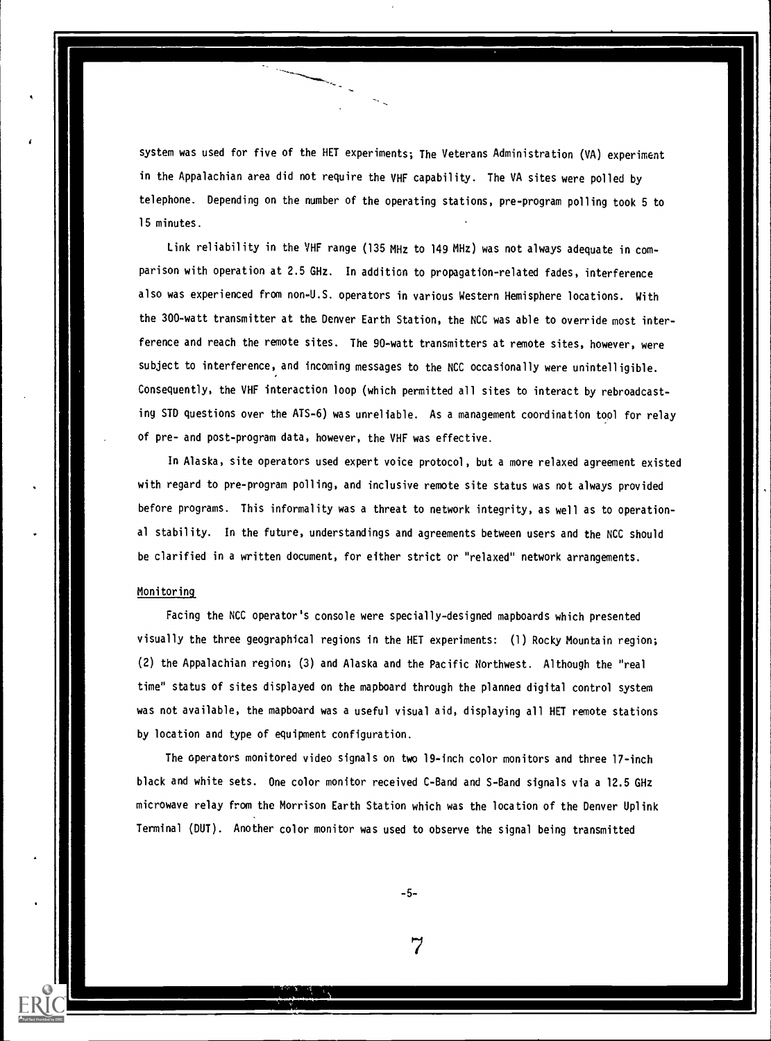system was used for five of the HET experiments; The Veterans Administration (VA) experiment in the Appalachian area did not require the VHF capability. The VA sites were polled by telephone. Depending on the number of the operating stations, pre-program polling took 5 to 15 minutes.

Link reliability in the VHF range (135 MHz to 149 MHz) was not always adequate in comparison with operation at 2.5 GHz. In addition to propagation-related fades, interference also was experienced from non-U.S. operators in various Western Hemisphere locations. With the 300-watt transmitter at the Denver Earth Station, the NCC was able to override most interference and reach the remote sites. The 90-watt transmitters at remote sites, however, were subject to interference, and incoming messages to the NCC occasionally were unintelligible. Consequently, the VHF interaction loop (which permitted all sites to interact by rebroadcasting STD questions over the ATS-6) was unreliable. As a management coordination tool for relay of pre- and post-program data, however, the VHF was effective.

In Alaska, site operators used expert voice protocol, but a more relaxed agreement existed with regard to pre-program polling, and inclusive remote site status was not always provided before programs. This informality was a threat to network integrity, as well as to operational stability. In the future, understandings and agreements between users and the NCC should be clarified in a written document, for either strict or "relaxed" network arrangements.

### Monitoring

Facing the NCC operator's console were specially-designed mapboards which presented visually the three geographical regions in the HET experiments: (1) Rocky Mountain region; (2) the Appalachian region; (3) and Alaska and the Pacific Northwest. Although the "real time" status of sites displayed on the mapboard through the planned digital control system was not available, the mapboard was a useful visual aid, displaying all HET remote stations by location and type of equipment configuration.

The operators monitored video signals on two 19-inch color monitors and three 17-inch black and white sets. One color monitor received C-Band and S-Band signals via a 12.5 GHz microwave relay from the Morrison Earth Station which was the location of the Denver Uplink Terminal (DUT). Another color monitor was used to observe the signal being transmitted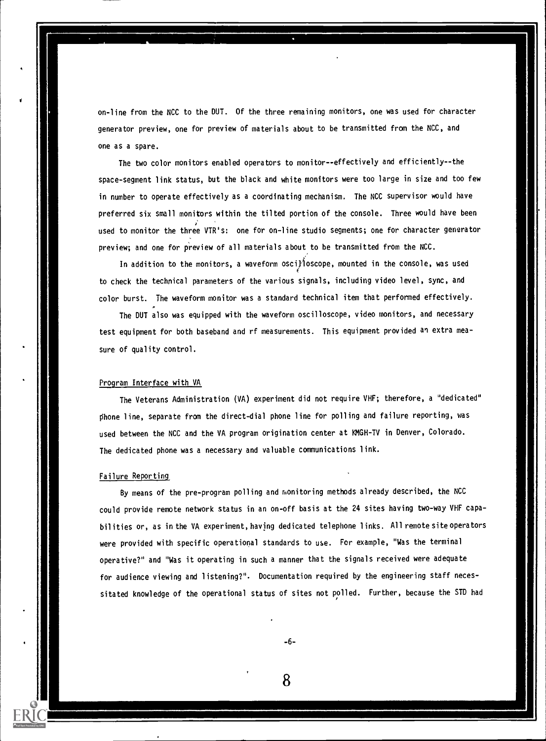on-line from the NCC to the DUT. Of the three remaining monitors, one was used for character generator preview, one for preview of materials about to be transmitted from the NCC, and one as a spare.

The two color monitors enabled operators to monitor--effectively and efficiently--the space-segment link status, but the black and white monitors were too large in size and too few in number to operate effectively as a coordinating mechanism. The NCC supervisor would have preferred six small monitors within the tilted portion of the console. Three would have been used to monitor the three VTR's: one for on-line studio segments; one for character generator preview; and one for preview of all materials about to be transmitted from the NCC.

In addition to the monitors, a waveform oscilloscope, mounted in the console, was used to check the technical parameters of the various signals, including video level, sync, and color burst. The waveform monitor was a standard technical item that performed effectively.

The DUT also was equipped with the waveform oscilloscope, video monitors, and necessary test equipment for both baseband and rf measurements. This equipment provided an extra measure of quality control.

## Program Interface with VA

The Veterans Administration (VA) experiment did not require VHF; therefore, a "dedicated" phone line, separate from the direct-dial phone line for polling and failure reporting, was used between the NCC and the VA program origination center at KMGH-TV in Denver, Colorado. The dedicated phone was a necessary and valuable communications link.

## Failure Reporting

By means of the pre-program polling and monitoring methods already described, the NCC could provide remote network status in an on-off basis at the 24 sites having two-way VHF capabilities or, as in the VA experiment, having dedicated telephone links. All remote site operators were provided with specific operational standards to use. For example, "Was the terminal operative?" and "Was it operating in such a manner that the signals received were adequate for audience viewing and listening?". Documentation required by the engineering staff necessitated knowledge of the operational status of sites not polled. Further, because the STD had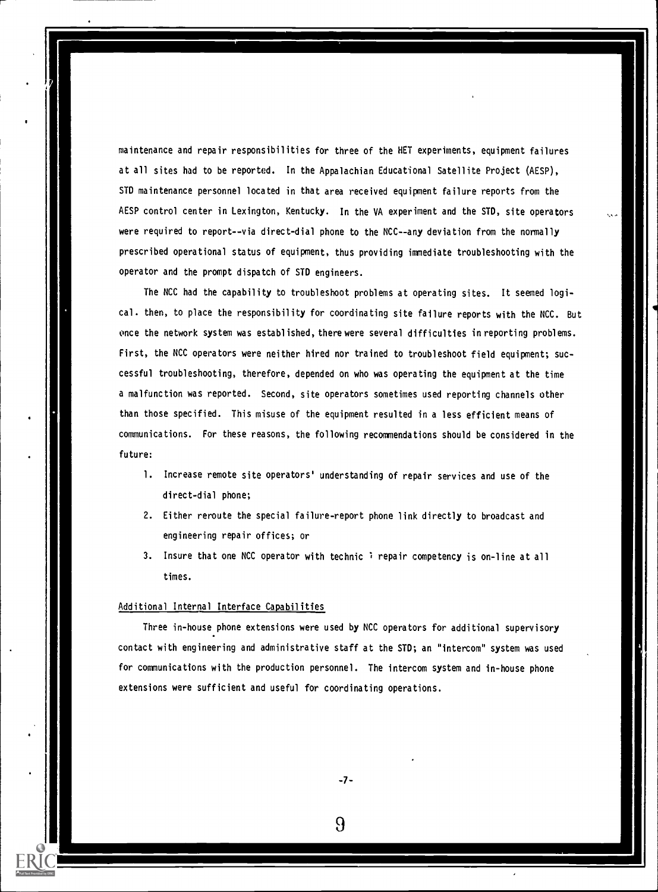maintenance and repair responsibilities for three of the HET experiments, equipment failures at all sites had to be reported. In the Appalachian Educational Satellite Project (AESP), STD maintenance personnel located in that area received equipment failure reports from the AESP control center in Lexington, Kentucky. In the VA experiment and the STD, site operators were required to report--via direct-dial phone to the NCC--any deviation from the normally prescribed operational status of equipment, thus providing immediate troubleshooting with the operator and the prompt dispatch of STD engineers.

The NCC had the capability to troubleshoot problems at operating sites. It seemed logical. then, to place the responsibility for coordinating site failure reports with the NCC. But once the network system was established, there were several difficulties in reporting problems. First, the NCC operators were neither hired nor trained to troubleshoot field equipment; successful troubleshooting, therefore, depended on who was operating the equipment at the time a malfunction was reported. Second, site operators sometimes used reporting channels other than those specified. This misuse of the equipment resulted in a less efficient means of communications. For these reasons, the following recommendations should be considered in the future:

1. Increase remote site operators' understanding of repair services and use of the direct-dial phone;
2. Either reroute the special failure-report phone link directly to broadcast and engineering repair offices; or
3. Insure that one NCC operator with technic ; repair competency is on-line at all times.

## Additional Internal Interface Capabilities

Three in-house phone extensions were used by NCC operators for additional supervisory contact with engineering and administrative staff at the STD; an "intercom" system was used for communications with the production personnel. The intercom system and in-house phone extensions were sufficient and useful for coordinating operations.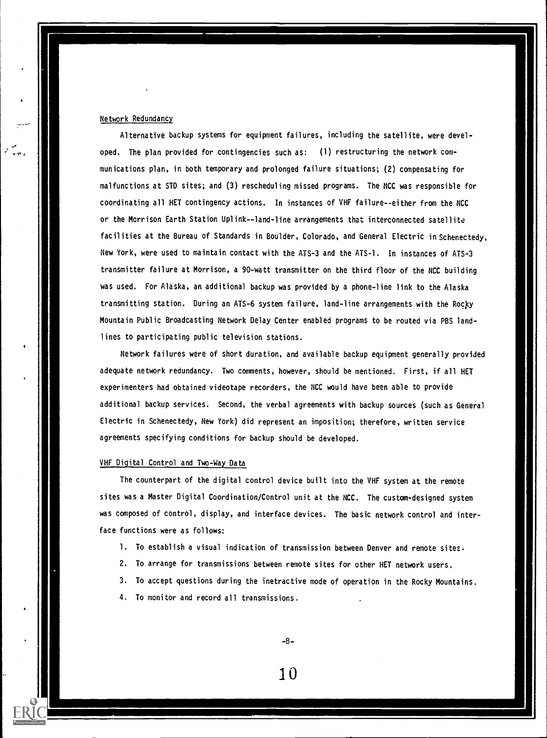Network Redundancy

Alternative backup systems for equipment failures, including the satellite, were developed. The plan provided for contingencies such as: (1) restructuring the network communications plan, in both temporary and prolonged failure situations; (2) compensating for malfunctions at STD sites; and (3) rescheduling missed programs. The NCC was responsible for coordinating all HET contingency actions. In instances of VHF failure--either from the NCC or the Morrison Earth Station Uplink--land-line arrangements that interconnected satellite facilities at the Bureau of Standards in Boulder, Colorado, and General Electric in Schenectedy, New York, were used to maintain contact with the ATS-3 and the ATS-1. In instances of ATS-3 transmitter failure at Morrison, a 90-watt transmitter on the third floor of the NCC building was used. For Alaska, an additional backup was provided by a phone-line link to the Alaska transmitting station. During an ATS-6 system failure, land-line arrangements with the Rocky Mountain Public Broadcasting Network Delay Center enabled programs to be routed via PBS land-lines to participating public television stations.

Network failures were of short duration, and available backup equipment generally provided adequate network redundancy. Two comments, however, should be mentioned. First, if all HET experimenters had obtained videotape recorders, the NCC would have been able to provide additional backup services. Second, the verbal agreements with backup sources (such as General Electric in Schenectedy, New York) did represent an imposition; therefore, written service agreements specifying conditions for backup should be developed.

VHF Digital Control and Two-Way Data

The counterpart of the digital control device built into the VHF system at the remote sites was a Master Digital Coordination/Control unit at the NCC. The custom-designed system was composed of control, display, and interface devices. The basic network control and interface functions were as follows:

1. To establish a visual indication of transmission between Denver and remote sites.
2. To arrange for transmissions between remote sites for other HET network users.
3. To accept questions during the inetractive mode of operation in the Rocky Mountains.
4. To monitor and record all transmissions.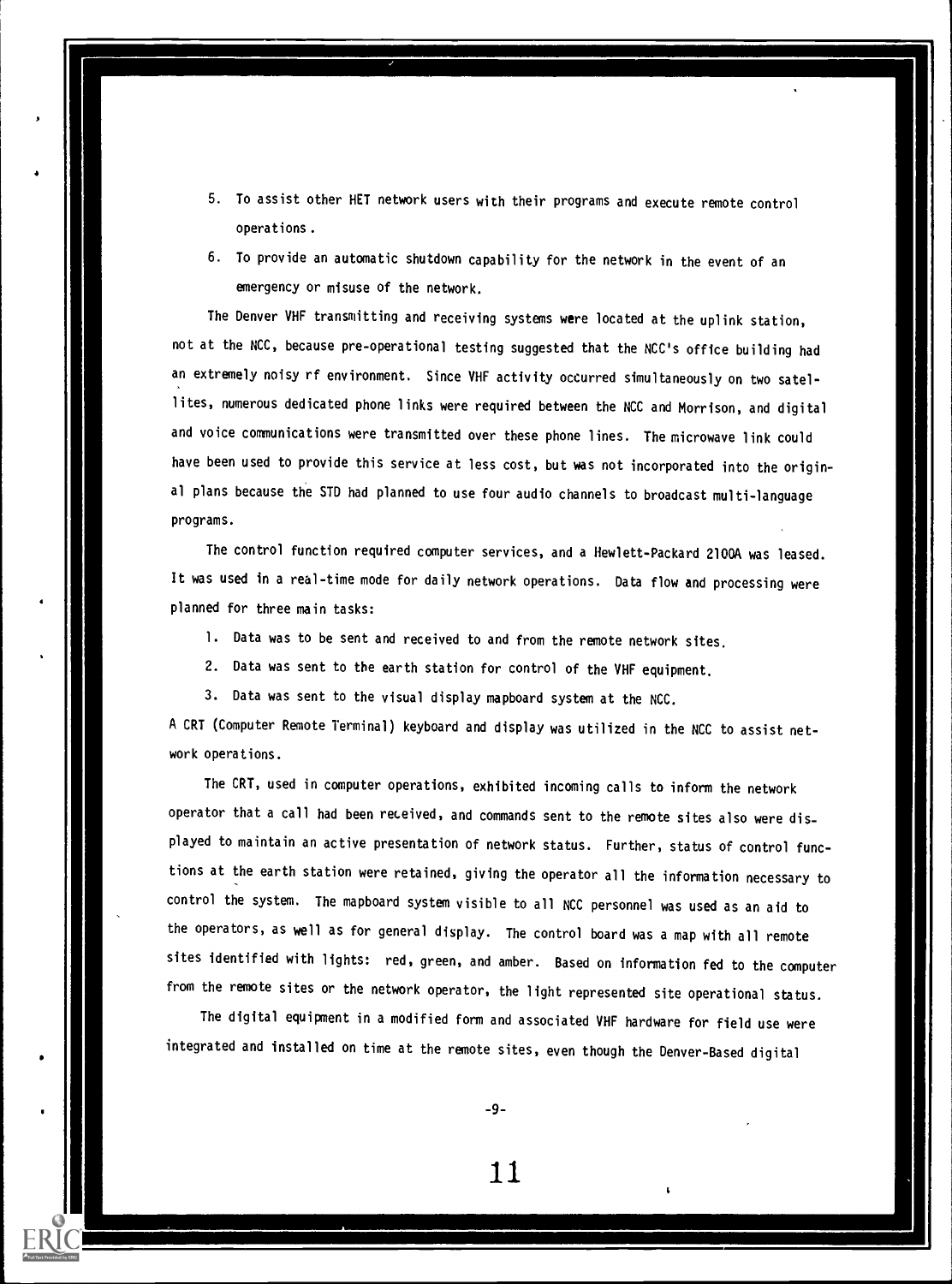5. To assist other HET network users with their programs and execute remote control operations.
6. To provide an automatic shutdown capability for the network in the event of an emergency or misuse of the network.

The Denver VHF transmitting and receiving systems were located at the uplink station, not at the NCC, because pre-operational testing suggested that the NCC's office building had an extremely noisy rf environment. Since VHF activity occurred simultaneously on two satellites, numerous dedicated phone links were required between the NCC and Morrison, and digital and voice communications were transmitted over these phone lines. The microwave link could have been used to provide this service at less cost, but was not incorporated into the original plans because the STD had planned to use four audio channels to broadcast multi-language programs.

The control function required computer services, and a Hewlett-Packard 2100A was leased. It was used in a real-time mode for daily network operations. Data flow and processing were planned for three main tasks:

1. Data was to be sent and received to and from the remote network sites.
2. Data was sent to the earth station for control of the VHF equipment.
3. Data was sent to the visual display mapboard system at the NCC.

A CRT (Computer Remote Terminal) keyboard and display was utilized in the NCC to assist network operations.

The CRT, used in computer operations, exhibited incoming calls to inform the network operator that a call had been received, and commands sent to the remote sites also were displayed to maintain an active presentation of network status. Further, status of control functions at the earth station were retained, giving the operator all the information necessary to control the system. The mapboard system visible to all NCC personnel was used as an aid to the operators, as well as for general display. The control board was a map with all remote sites identified with lights: red, green, and amber. Based on information fed to the computer from the remote sites or the network operator, the light represented site operational status.

The digital equipment in a modified form and associated VHF hardware for field use were integrated and installed on time at the remote sites, even though the Denver-Based digital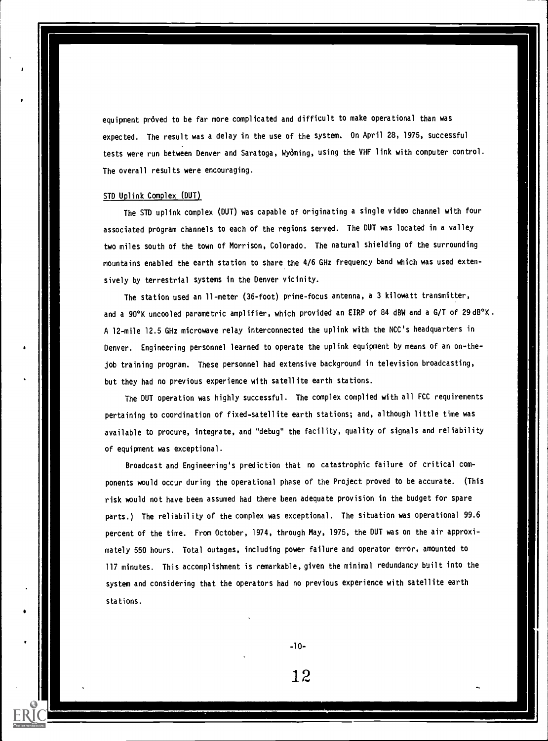equipment proved to be far more complicated and difficult to make operational than was expected. The result was a delay in the use of the system. On April 28, 1975, successful tests were run between Denver and Saratoga, Wyoming, using the VHF link with computer control. The overall results were encouraging.

STD Uplink Complex (DUT)

The STD uplink complex (DUT) was capable of originating a single video channel with four associated program channels to each of the regions served. The DUT was located in a valley two miles south of the town of Morrison, Colorado. The natural shielding of the surrounding mountains enabled the earth station to share the 4/6 GHz frequency band which was used extensively by terrestrial systems in the Denver vicinity.

The station used an 11-meter (36-foot) prime-focus antenna, a 3 kilowatt transmitter, and a 90°K uncooled parametric amplifier, which provided an EIRP of 84 dBW and a G/T of 29 dB°K. A 12-mile 12.5 GHz microwave relay interconnected the uplink with the NCC's headquarters in Denver. Engineering personnel learned to operate the uplink equipment by means of an on-the-job training program. These personnel had extensive background in television broadcasting, but they had no previous experience with satellite earth stations.

The DUT operation was highly successful. The complex complied with all FCC requirements pertaining to coordination of fixed-satellite earth stations; and, although little time was available to procure, integrate, and "debug" the facility, quality of signals and reliability of equipment was exceptional.

Broadcast and Engineering's prediction that no catastrophic failure of critical components would occur during the operational phase of the Project proved to be accurate. (This risk would not have been assumed had there been adequate provision in the budget for spare parts.) The reliability of the complex was exceptional. The situation was operational 99.6 percent of the time. From October, 1974, through May, 1975, the DUT was on the air approximately 550 hours. Total outages, including power failure and operator error, amounted to 117 minutes. This accomplishment is remarkable, given the minimal redundancy built into the system and considering that the operators had no previous experience with satellite earth stations.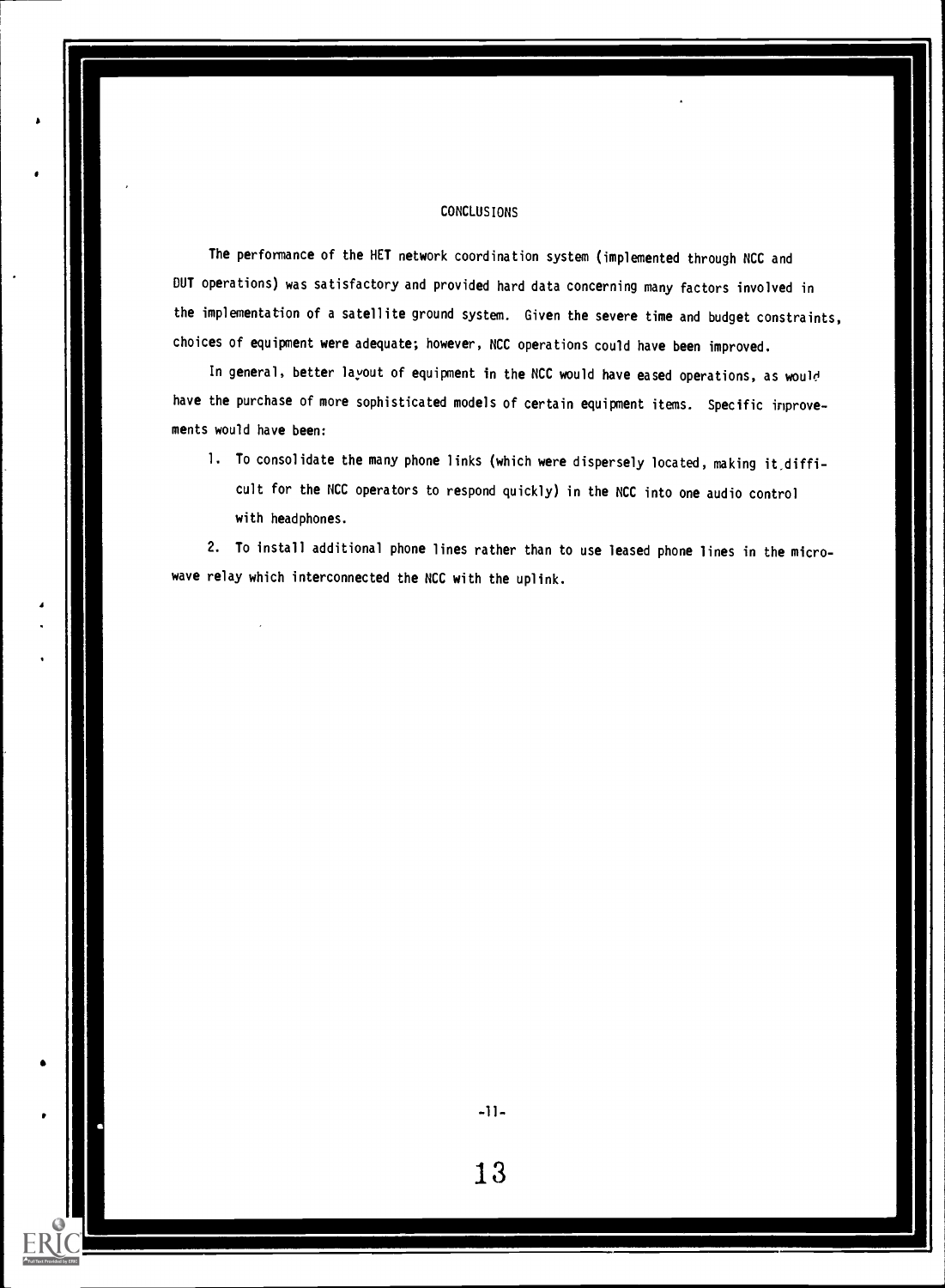# CONCLUSIONS

The performance of the HET network coordination system (implemented through NCC and DUT operations) was satisfactory and provided hard data concerning many factors involved in the implementation of a satellite ground system. Given the severe time and budget constraints, choices of equipment were adequate; however, NCC operations could have been improved.

In general, better layout of equipment in the NCC would have eased operations, as would have the purchase of more sophisticated models of certain equipment items. Specific improvements would have been:

1. To consolidate the many phone links (which were dispersely located, making it difficult for the NCC operators to respond quickly) in the NCC into one audio control with headphones.

2. To install additional phone lines rather than to use leased phone lines in the microwave relay which interconnected the NCC with the uplink.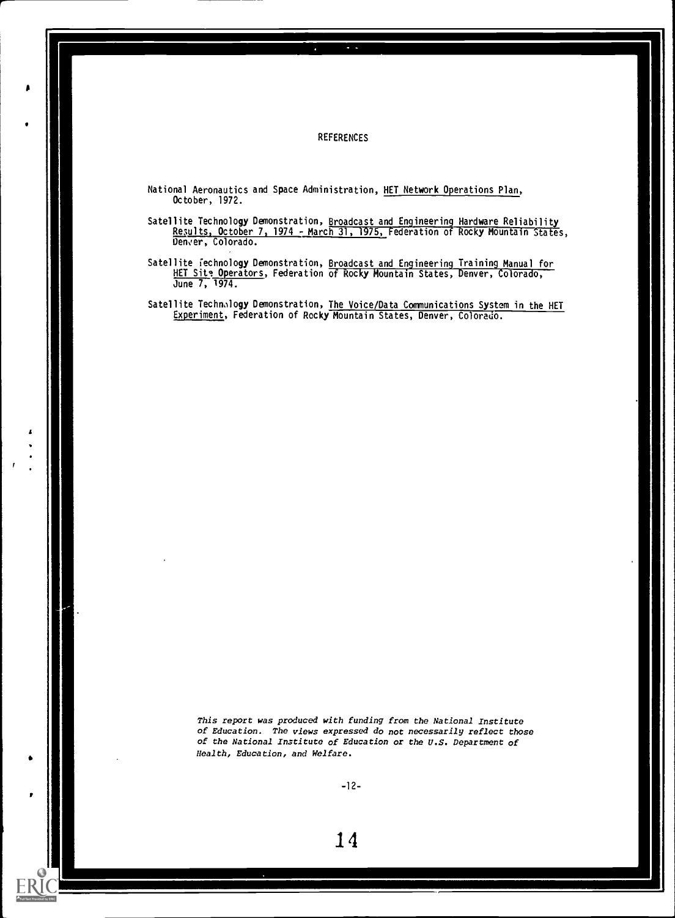# REFERENCES

National Aeronautics and Space Administration, HET Network Operations Plan, October, 1972.

Satellite Technology Demonstration, Broadcast and Engineering Hardware Reliability Results, October 7, 1974 - March 31, 1975, Federation of Rocky Mountain States, Denver, Colorado.

Satellite Technology Demonstration, Broadcast and Engineering Training Manual for HET Site Operators, Federation of Rocky Mountain States, Denver, Colorado, June 7, 1974.

Satellite Technology Demonstration, The Voice/Data Communications System in the HET Experiment, Federation of Rocky Mountain States, Denver, Colorado.

*This report was produced with funding from the National Institute of Education. The views expressed do not necessarily reflect those of the National Institute of Education or the U.S. Department of Health, Education, and Welfare.*